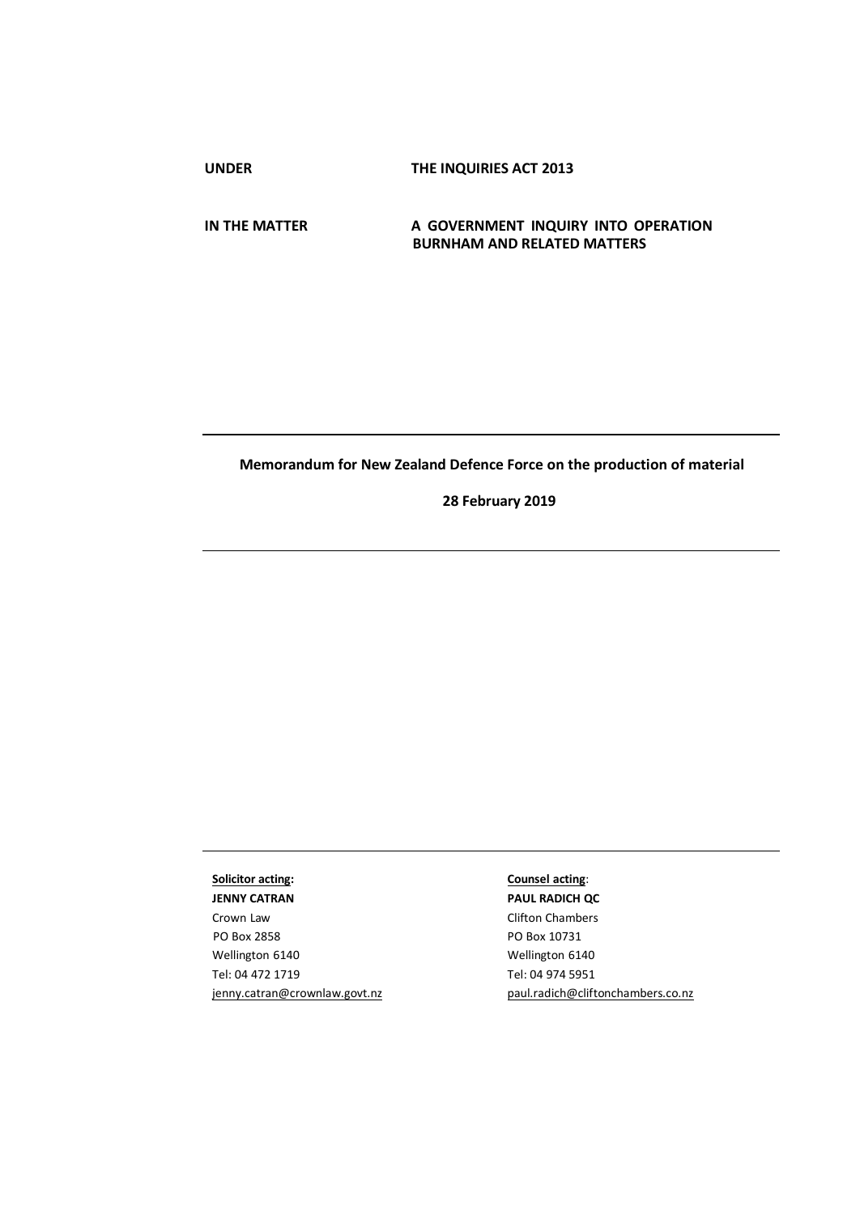**UNDER** THE INQUIRIES ACT 2013

**IN THE MATTER** A GOVERNMENT INQUIRY INTO OPERATION BURNHAM AND RELATED MATTERS

---

**Memorandum for New Zealand Defence Force on the production of material**

**28 February 2019**

---

| **Solicitor acting:** | **Counsel acting:** |
|---|---|
| **JENNY CATRAN** | **PAUL RADICH QC** |
| Crown Law | Clifton Chambers |
| PO Box 2858 | PO Box 10731 |
| Wellington 6140 | Wellington 6140 |
| Tel: 04 472 1719 | Tel: 04 974 5951 |
| jenny.catran@crownlaw.govt.nz | paul.radich@cliftonchambers.co.nz |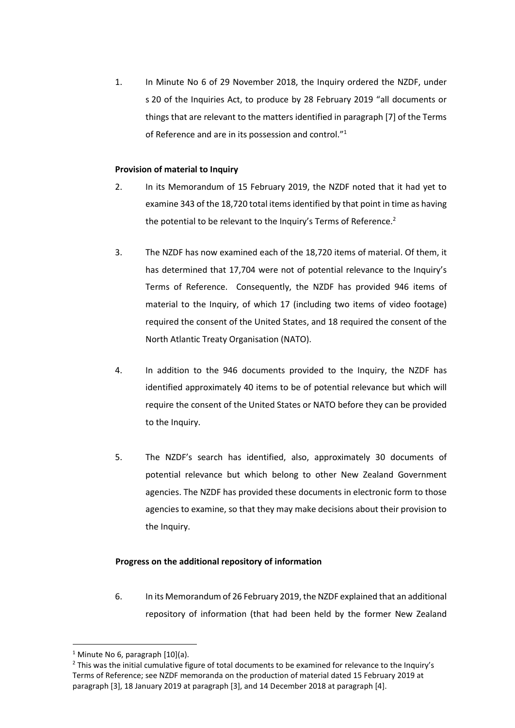1. In Minute No 6 of 29 November 2018, the Inquiry ordered the NZDF, under s 20 of the Inquiries Act, to produce by 28 February 2019 "all documents or things that are relevant to the matters identified in paragraph [7] of the Terms of Reference and are in its possession and control."[1]

**Provision of material to Inquiry**

2. In its Memorandum of 15 February 2019, the NZDF noted that it had yet to examine 343 of the 18,720 total items identified by that point in time as having the potential to be relevant to the Inquiry's Terms of Reference.[2]

3. The NZDF has now examined each of the 18,720 items of material. Of them, it has determined that 17,704 were not of potential relevance to the Inquiry's Terms of Reference. Consequently, the NZDF has provided 946 items of material to the Inquiry, of which 17 (including two items of video footage) required the consent of the United States, and 18 required the consent of the North Atlantic Treaty Organisation (NATO).

4. In addition to the 946 documents provided to the Inquiry, the NZDF has identified approximately 40 items to be of potential relevance but which will require the consent of the United States or NATO before they can be provided to the Inquiry.

5. The NZDF's search has identified, also, approximately 30 documents of potential relevance but which belong to other New Zealand Government agencies. The NZDF has provided these documents in electronic form to those agencies to examine, so that they may make decisions about their provision to the Inquiry.

**Progress on the additional repository of information**

6. In its Memorandum of 26 February 2019, the NZDF explained that an additional repository of information (that had been held by the former New Zealand

---

[1] Minute No 6, paragraph [10](a).

[2] This was the initial cumulative figure of total documents to be examined for relevance to the Inquiry's Terms of Reference; see NZDF memoranda on the production of material dated 15 February 2019 at paragraph [3], 18 January 2019 at paragraph [3], and 14 December 2018 at paragraph [4].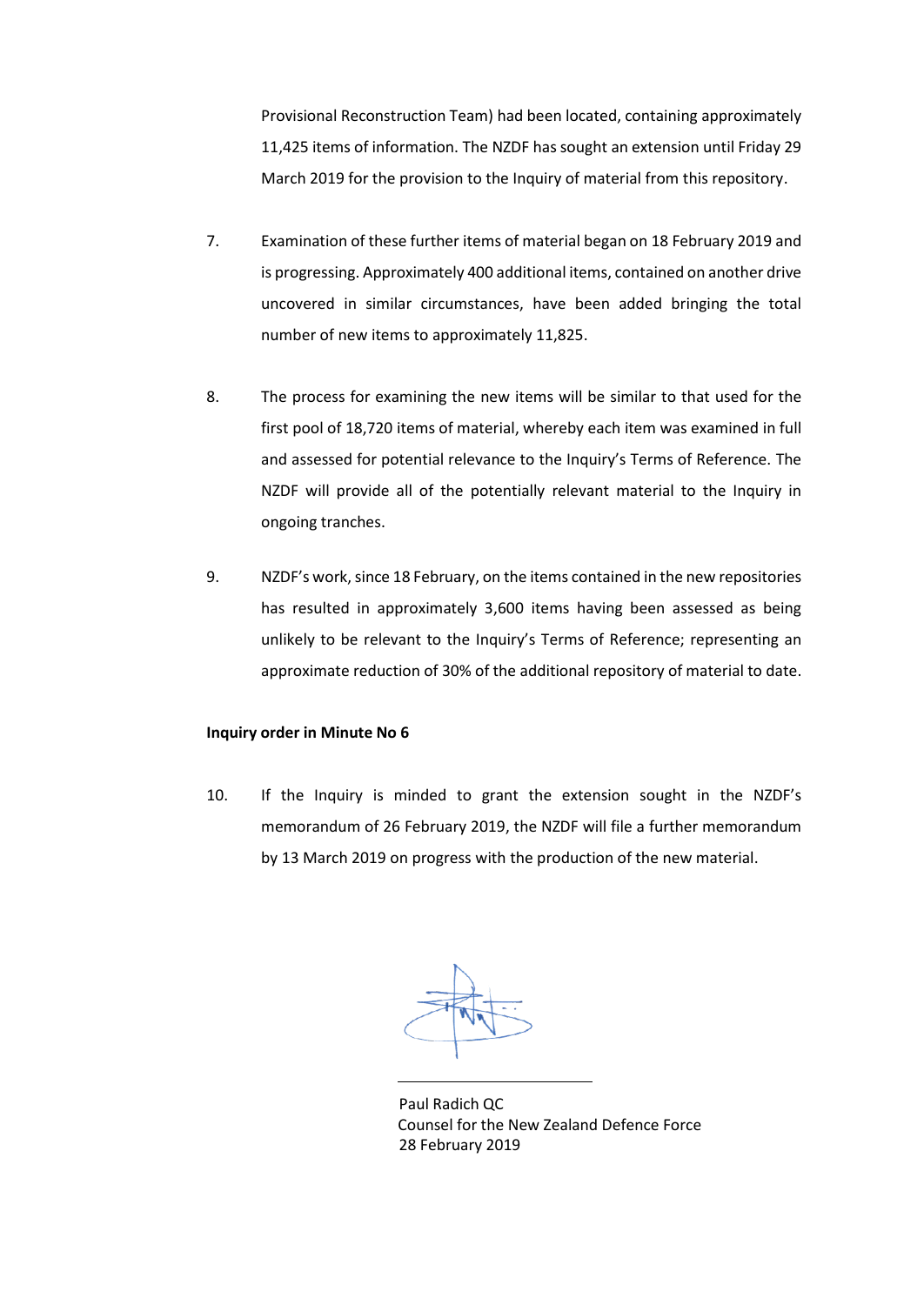Provisional Reconstruction Team) had been located, containing approximately 11,425 items of information. The NZDF has sought an extension until Friday 29 March 2019 for the provision to the Inquiry of material from this repository.

7. Examination of these further items of material began on 18 February 2019 and is progressing. Approximately 400 additional items, contained on another drive uncovered in similar circumstances, have been added bringing the total number of new items to approximately 11,825.

8. The process for examining the new items will be similar to that used for the first pool of 18,720 items of material, whereby each item was examined in full and assessed for potential relevance to the Inquiry's Terms of Reference. The NZDF will provide all of the potentially relevant material to the Inquiry in ongoing tranches.

9. NZDF's work, since 18 February, on the items contained in the new repositories has resulted in approximately 3,600 items having been assessed as being unlikely to be relevant to the Inquiry's Terms of Reference; representing an approximate reduction of 30% of the additional repository of material to date.

**Inquiry order in Minute No 6**

10. If the Inquiry is minded to grant the extension sought in the NZDF's memorandum of 26 February 2019, the NZDF will file a further memorandum by 13 March 2019 on progress with the production of the new material.

Paul Radich QC
Counsel for the New Zealand Defence Force
28 February 2019